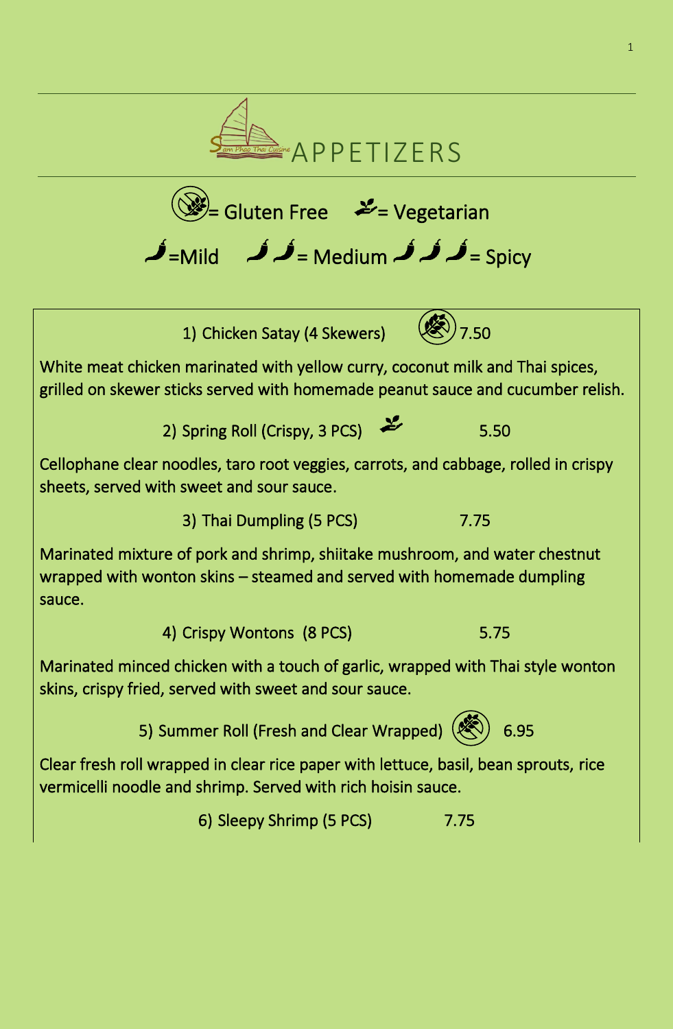# APPETIZERS

= Gluten Free = Vegetarian

=Mild = Medium = Spicy

### 1) Chicken Satay (4 Skewers) (Gluten Free) 7.50

White meat chicken marinated with yellow curry, coconut milk and Thai spices, grilled on skewer sticks served with homemade peanut sauce and cucumber relish.

### 2) Spring Roll (Crispy, 3 PCS) (Vegetarian) 5.50

Cellophane clear noodles, taro root veggies, carrots, and cabbage, rolled in crispy sheets, served with sweet and sour sauce.

### 3) Thai Dumpling (5 PCS) 7.75

Marinated mixture of pork and shrimp, shiitake mushroom, and water chestnut wrapped with wonton skins – steamed and served with homemade dumpling sauce.

### 4) Crispy Wontons (8 PCS) 5.75

Marinated minced chicken with a touch of garlic, wrapped with Thai style wonton skins, crispy fried, served with sweet and sour sauce.

### 5) Summer Roll (Fresh and Clear Wrapped) (Gluten Free) 6.95

Clear fresh roll wrapped in clear rice paper with lettuce, basil, bean sprouts, rice vermicelli noodle and shrimp. Served with rich hoisin sauce.

### 6) Sleepy Shrimp (5 PCS) 7.75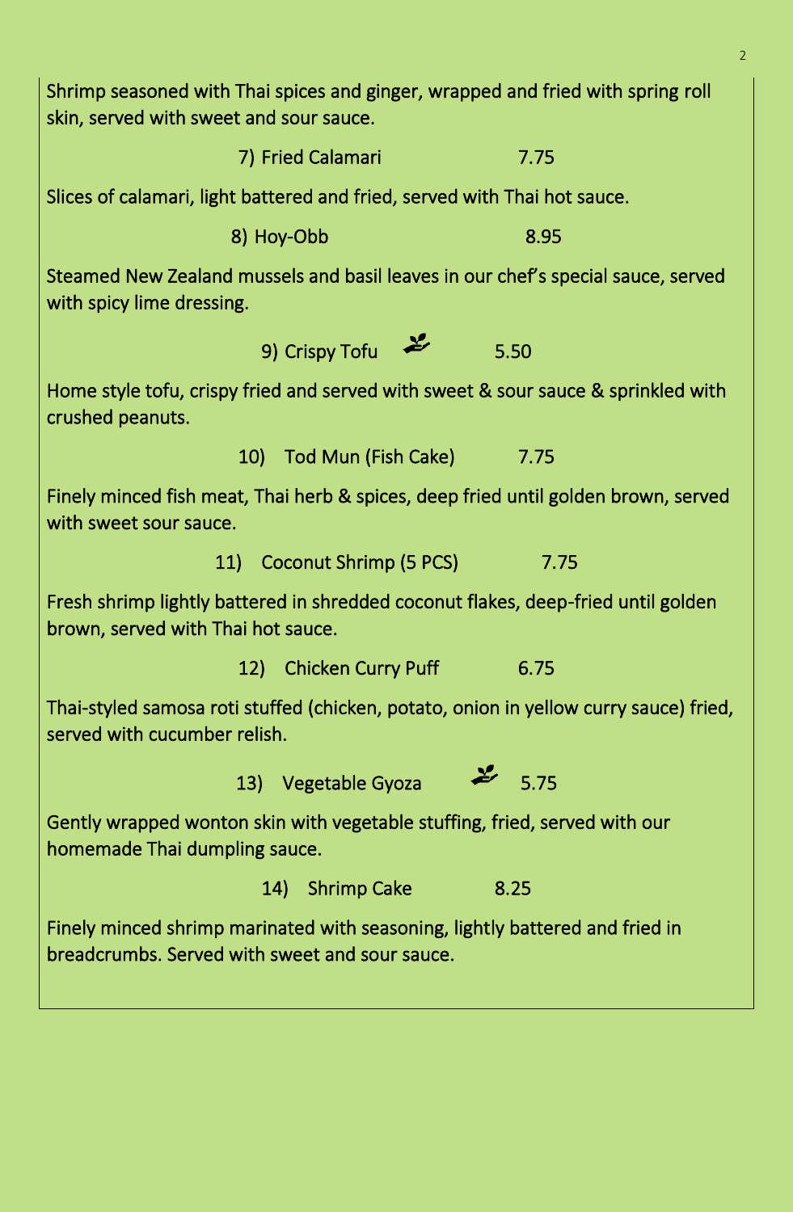Shrimp seasoned with Thai spices and ginger, wrapped and fried with spring roll skin, served with sweet and sour sauce.

7) Fried Calamari 7.75

Slices of calamari, light battered and fried, served with Thai hot sauce.

8) Hoy-Obb 8.95

Steamed New Zealand mussels and basil leaves in our chef's special sauce, served with spicy lime dressing.

9) Crispy Tofu 5.50

Home style tofu, crispy fried and served with sweet & sour sauce & sprinkled with crushed peanuts.

10) Tod Mun (Fish Cake) 7.75

Finely minced fish meat, Thai herb & spices, deep fried until golden brown, served with sweet sour sauce.

11) Coconut Shrimp (5 PCS) 7.75

Fresh shrimp lightly battered in shredded coconut flakes, deep-fried until golden brown, served with Thai hot sauce.

12) Chicken Curry Puff 6.75

Thai-styled samosa roti stuffed (chicken, potato, onion in yellow curry sauce) fried, served with cucumber relish.

13) Vegetable Gyoza 5.75

Gently wrapped wonton skin with vegetable stuffing, fried, served with our homemade Thai dumpling sauce.

14) Shrimp Cake 8.25

Finely minced shrimp marinated with seasoning, lightly battered and fried in breadcrumbs. Served with sweet and sour sauce.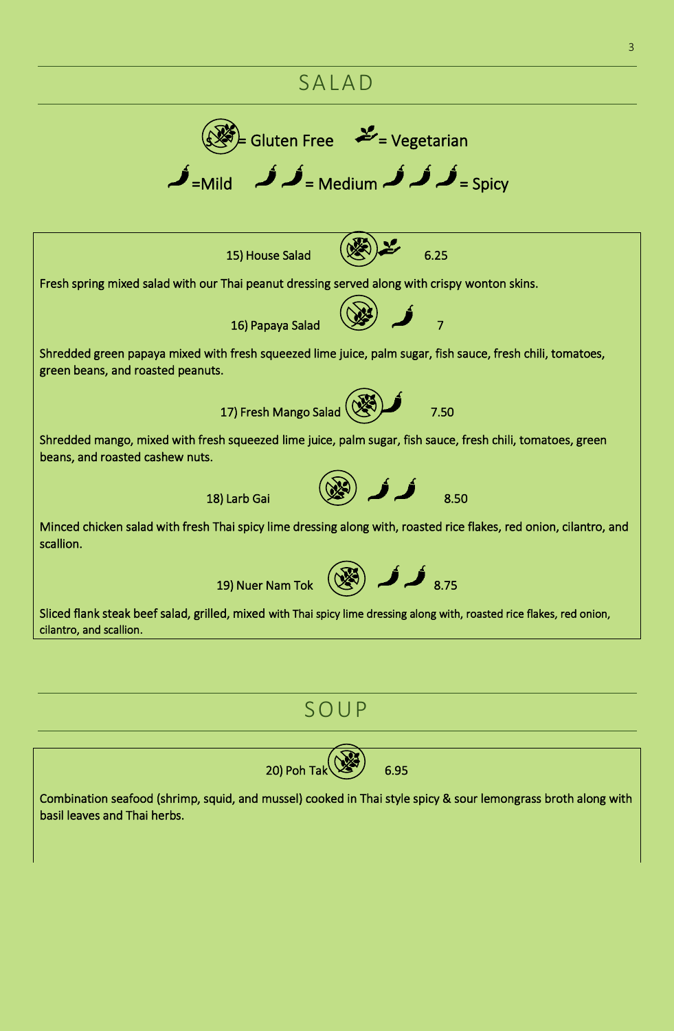## SALAD

= Gluten Free = Vegetarian

=Mild = Medium = Spicy

**15) House Salad** (Gluten Free, Vegetarian) 6.25

Fresh spring mixed salad with our Thai peanut dressing served along with crispy wonton skins.

**16) Papaya Salad** (Gluten Free, Mild) 7

Shredded green papaya mixed with fresh squeezed lime juice, palm sugar, fish sauce, fresh chili, tomatoes, green beans, and roasted peanuts.

**17) Fresh Mango Salad** (Gluten Free, Mild) 7.50

Shredded mango, mixed with fresh squeezed lime juice, palm sugar, fish sauce, fresh chili, tomatoes, green beans, and roasted cashew nuts.

**18) Larb Gai** (Gluten Free, Medium) 8.50

Minced chicken salad with fresh Thai spicy lime dressing along with, roasted rice flakes, red onion, cilantro, and scallion.

**19) Nuer Nam Tok** (Gluten Free, Medium) 8.75

Sliced flank steak beef salad, grilled, mixed with Thai spicy lime dressing along with, roasted rice flakes, red onion, cilantro, and scallion.

## SOUP

**20) Poh Tak** (Gluten Free) 6.95

Combination seafood (shrimp, squid, and mussel) cooked in Thai style spicy & sour lemongrass broth along with basil leaves and Thai herbs.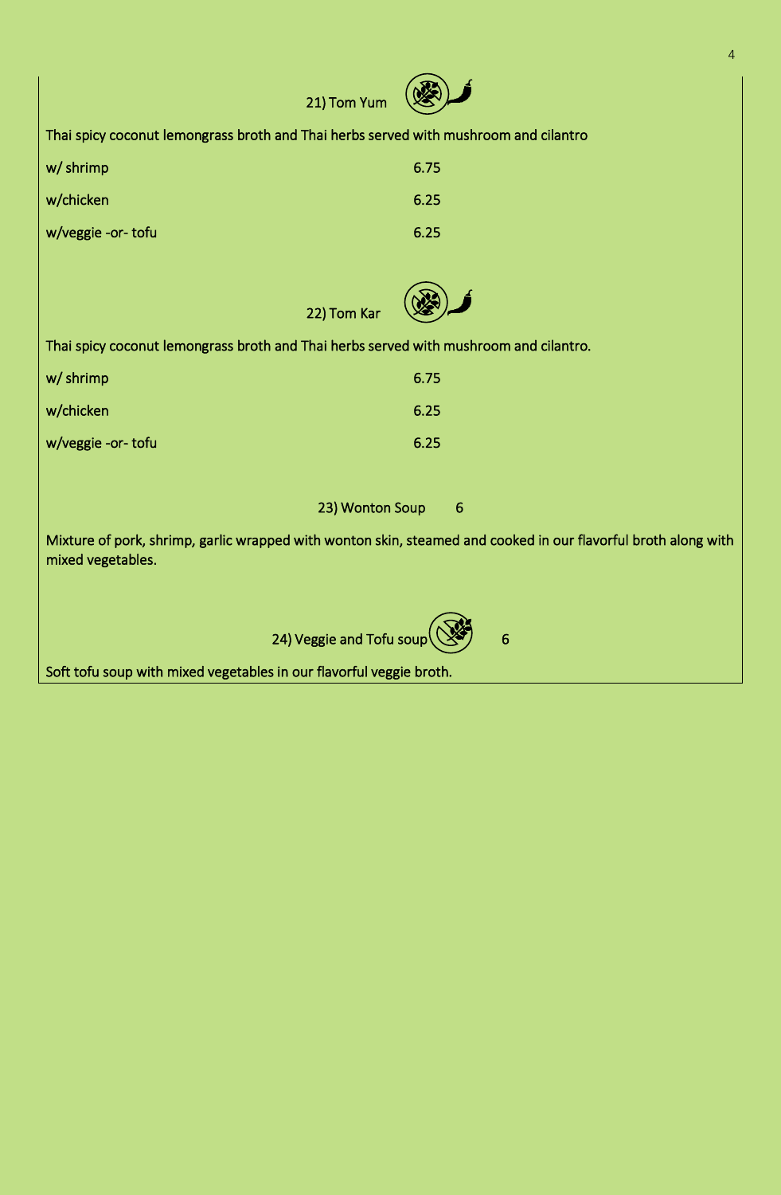### 21) Tom Yum

Thai spicy coconut lemongrass broth and Thai herbs served with mushroom and cilantro

| | |
|---|---|
| w/ shrimp | 6.75 |
| w/chicken | 6.25 |
| w/veggie -or- tofu | 6.25 |

### 22) Tom Kar

Thai spicy coconut lemongrass broth and Thai herbs served with mushroom and cilantro.

| | |
|---|---|
| w/ shrimp | 6.75 |
| w/chicken | 6.25 |
| w/veggie -or- tofu | 6.25 |

### 23) Wonton Soup 6

Mixture of pork, shrimp, garlic wrapped with wonton skin, steamed and cooked in our flavorful broth along with mixed vegetables.

### 24) Veggie and Tofu soup 6

Soft tofu soup with mixed vegetables in our flavorful veggie broth.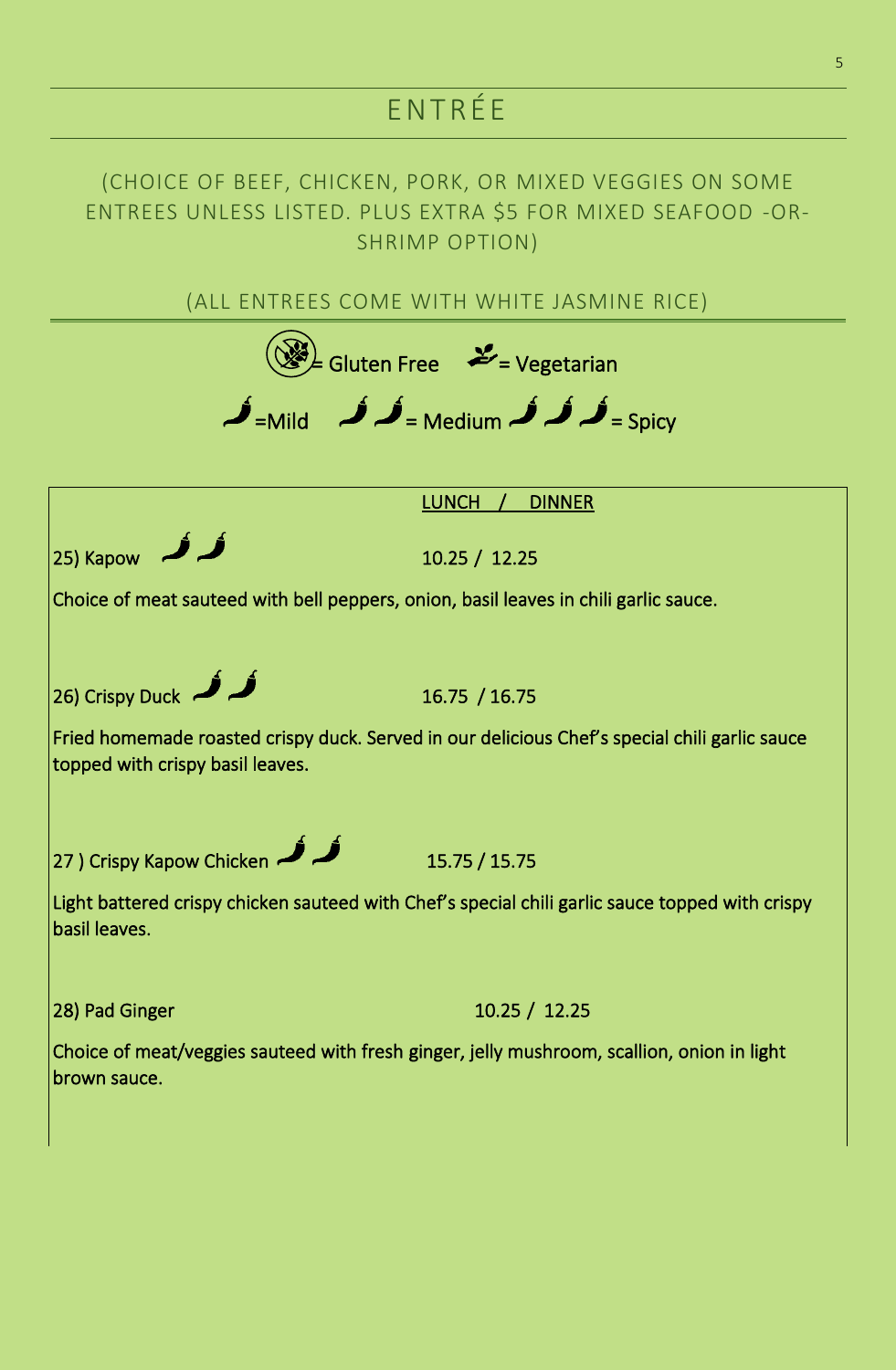# ENTRÉE

(CHOICE OF BEEF, CHICKEN, PORK, OR MIXED VEGGIES ON SOME ENTREES UNLESS LISTED. PLUS EXTRA $5 FOR MIXED SEAFOOD -OR- SHRIMP OPTION)

(ALL ENTREES COME WITH WHITE JASMINE RICE)

= Gluten Free = Vegetarian

🌶 =Mild 🌶🌶 = Medium 🌶🌶🌶 = Spicy

**LUNCH / DINNER**

**25) Kapow** 🌶🌶 — 10.25 / 12.25

Choice of meat sauteed with bell peppers, onion, basil leaves in chili garlic sauce.

**26) Crispy Duck** 🌶🌶 — 16.75 / 16.75

Fried homemade roasted crispy duck. Served in our delicious Chef's special chili garlic sauce topped with crispy basil leaves.

**27 ) Crispy Kapow Chicken** 🌶🌶 — 15.75 / 15.75

Light battered crispy chicken sauteed with Chef's special chili garlic sauce topped with crispy basil leaves.

**28) Pad Ginger** — 10.25 / 12.25

Choice of meat/veggies sauteed with fresh ginger, jelly mushroom, scallion, onion in light brown sauce.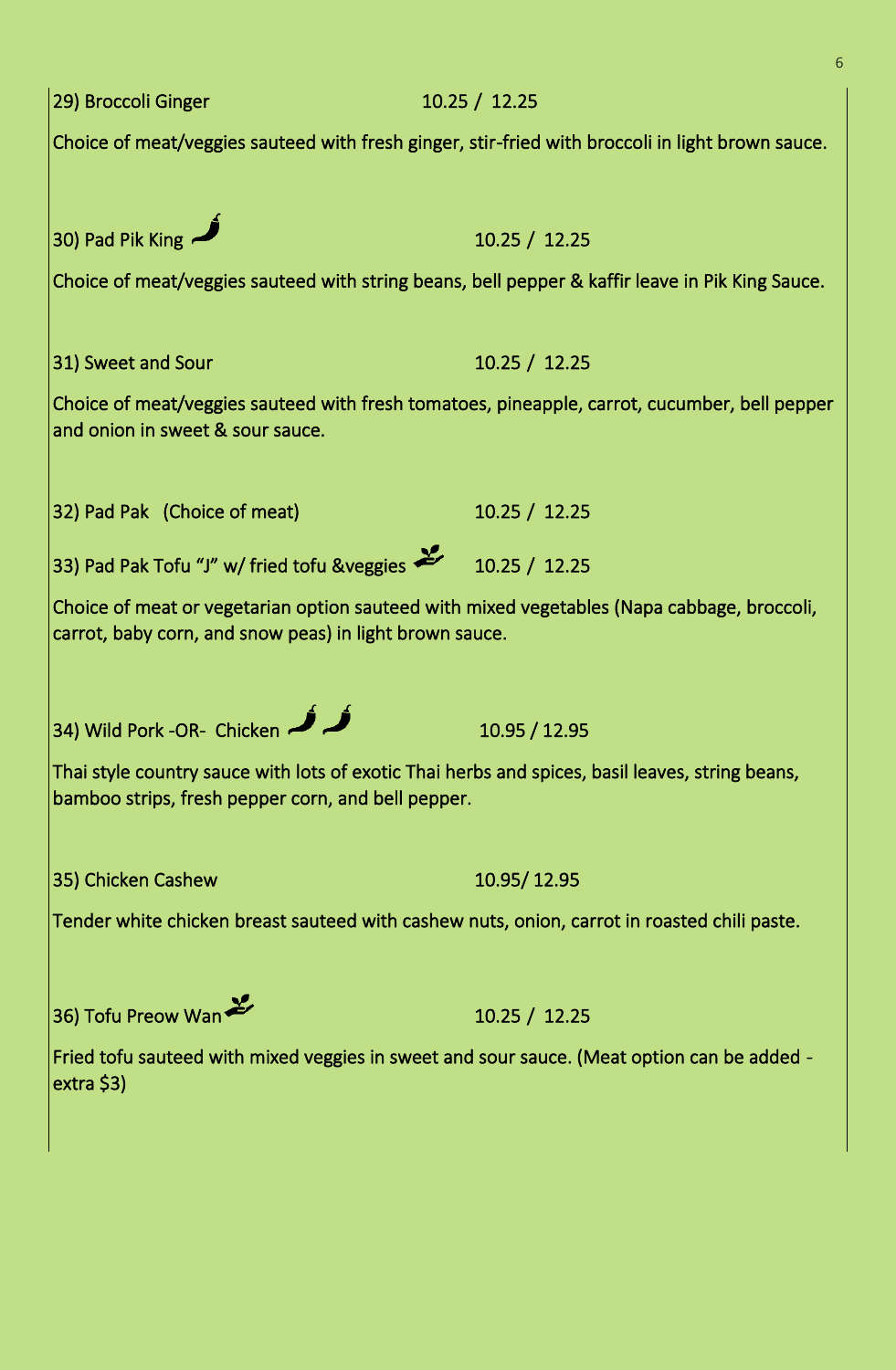29) Broccoli Ginger 10.25 / 12.25

Choice of meat/veggies sauteed with fresh ginger, stir-fried with broccoli in light brown sauce.

30) Pad Pik King 10.25 / 12.25

Choice of meat/veggies sauteed with string beans, bell pepper & kaffir leave in Pik King Sauce.

31) Sweet and Sour 10.25 / 12.25

Choice of meat/veggies sauteed with fresh tomatoes, pineapple, carrot, cucumber, bell pepper and onion in sweet & sour sauce.

32) Pad Pak (Choice of meat) 10.25 / 12.25

33) Pad Pak Tofu "J" w/ fried tofu &veggies 10.25 / 12.25

Choice of meat or vegetarian option sauteed with mixed vegetables (Napa cabbage, broccoli, carrot, baby corn, and snow peas) in light brown sauce.

34) Wild Pork -OR- Chicken 10.95 / 12.95

Thai style country sauce with lots of exotic Thai herbs and spices, basil leaves, string beans, bamboo strips, fresh pepper corn, and bell pepper.

35) Chicken Cashew 10.95/ 12.95

Tender white chicken breast sauteed with cashew nuts, onion, carrot in roasted chili paste.

36) Tofu Preow Wan 10.25 / 12.25

Fried tofu sauteed with mixed veggies in sweet and sour sauce. (Meat option can be added - extra $3)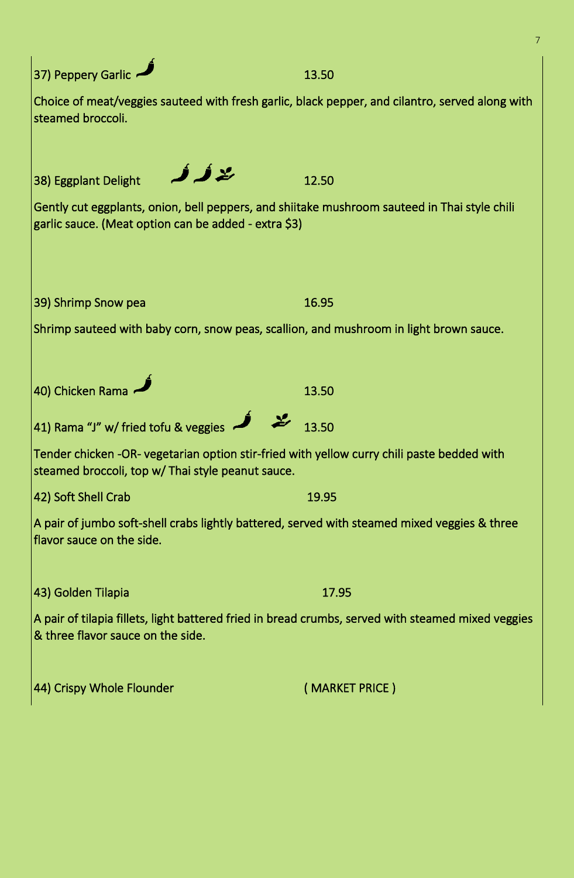**37) Peppery Garlic** 🌶 — 13.50

Choice of meat/veggies sauteed with fresh garlic, black pepper, and cilantro, served along with steamed broccoli.

**38) Eggplant Delight** 🌶🌶🌱 — 12.50

Gently cut eggplants, onion, bell peppers, and shiitake mushroom sauteed in Thai style chili garlic sauce. (Meat option can be added - extra $3)

**39) Shrimp Snow pea** — 16.95

Shrimp sauteed with baby corn, snow peas, scallion, and mushroom in light brown sauce.

**40) Chicken Rama** 🌶 — 13.50

**41) Rama "J" w/ fried tofu & veggies** 🌶 🌱 — 13.50

Tender chicken -OR- vegetarian option stir-fried with yellow curry chili paste bedded with steamed broccoli, top w/ Thai style peanut sauce.

**42) Soft Shell Crab** — 19.95

A pair of jumbo soft-shell crabs lightly battered, served with steamed mixed veggies & three flavor sauce on the side.

**43) Golden Tilapia** — 17.95

A pair of tilapia fillets, light battered fried in bread crumbs, served with steamed mixed veggies & three flavor sauce on the side.

**44) Crispy Whole Flounder** — ( MARKET PRICE )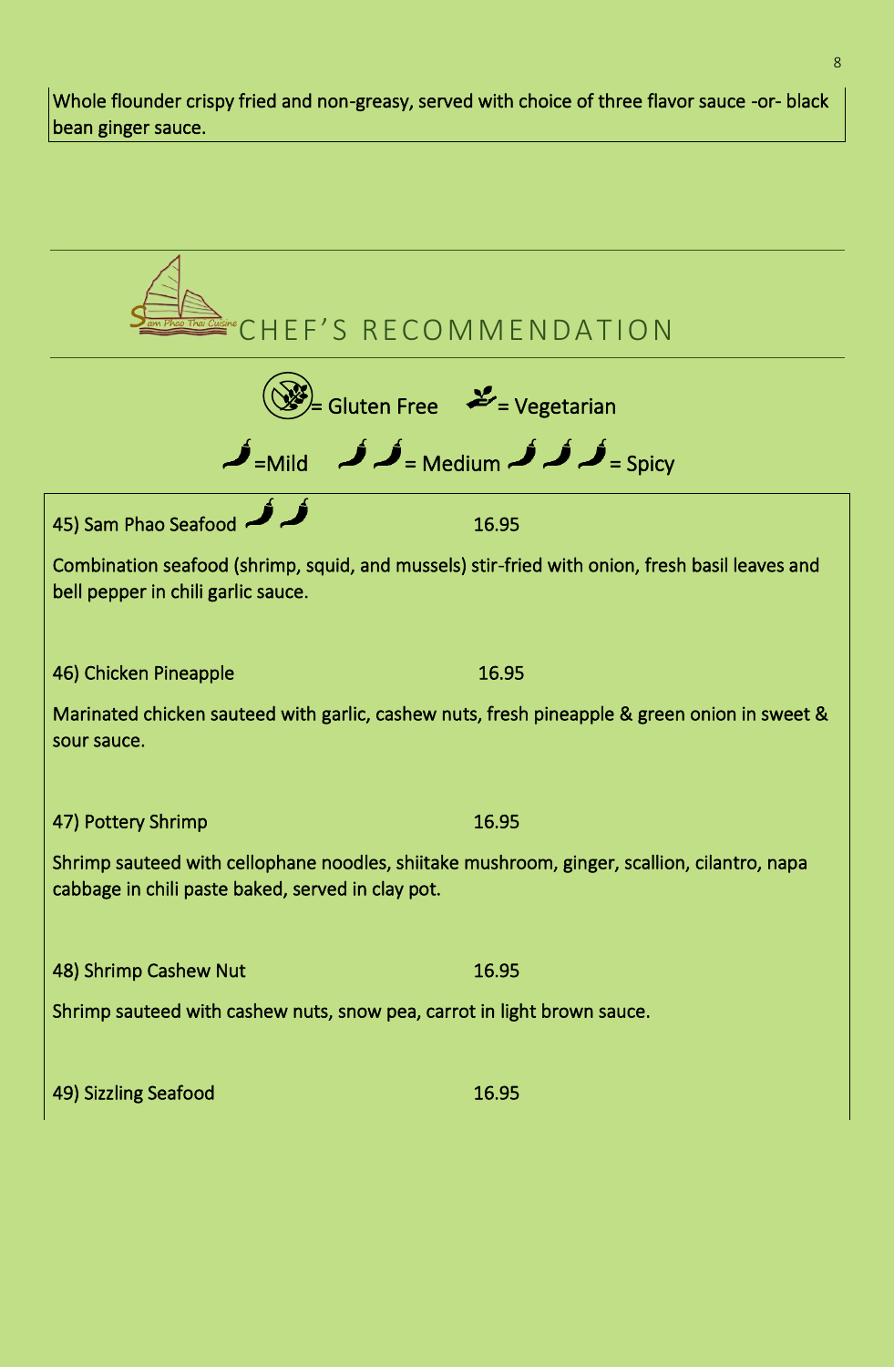Whole flounder crispy fried and non-greasy, served with choice of three flavor sauce -or- black bean ginger sauce.

## CHEF'S RECOMMENDATION

= Gluten Free = Vegetarian

🌶 =Mild 🌶🌶 = Medium 🌶🌶🌶 = Spicy

45) Sam Phao Seafood 🌶🌶 16.95

Combination seafood (shrimp, squid, and mussels) stir-fried with onion, fresh basil leaves and bell pepper in chili garlic sauce.

46) Chicken Pineapple 16.95

Marinated chicken sauteed with garlic, cashew nuts, fresh pineapple & green onion in sweet & sour sauce.

47) Pottery Shrimp 16.95

Shrimp sauteed with cellophane noodles, shiitake mushroom, ginger, scallion, cilantro, napa cabbage in chili paste baked, served in clay pot.

48) Shrimp Cashew Nut 16.95

Shrimp sauteed with cashew nuts, snow pea, carrot in light brown sauce.

49) Sizzling Seafood 16.95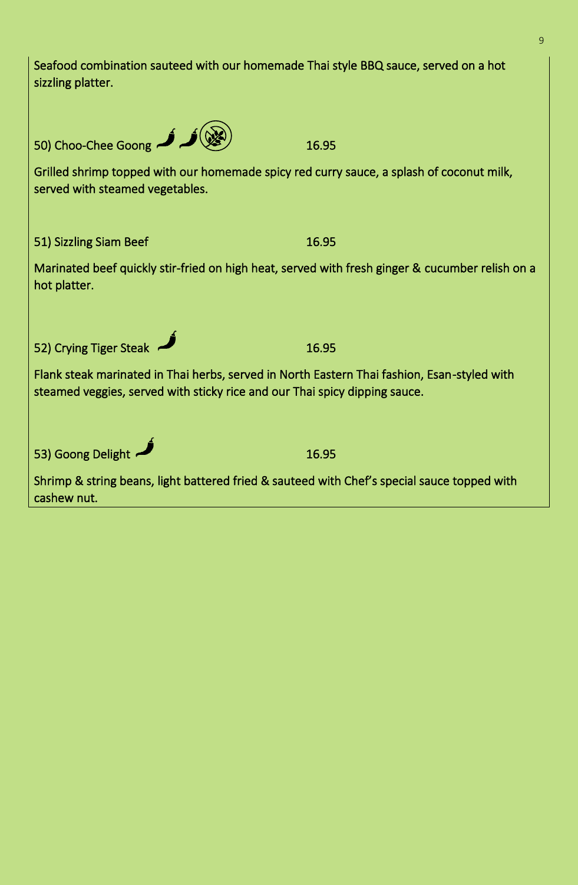Seafood combination sauteed with our homemade Thai style BBQ sauce, served on a hot sizzling platter.

50) Choo-Chee Goong 16.95

Grilled shrimp topped with our homemade spicy red curry sauce, a splash of coconut milk, served with steamed vegetables.

51) Sizzling Siam Beef 16.95

Marinated beef quickly stir-fried on high heat, served with fresh ginger & cucumber relish on a hot platter.

52) Crying Tiger Steak 16.95

Flank steak marinated in Thai herbs, served in North Eastern Thai fashion, Esan-styled with steamed veggies, served with sticky rice and our Thai spicy dipping sauce.

53) Goong Delight 16.95

Shrimp & string beans, light battered fried & sauteed with Chef's special sauce topped with cashew nut.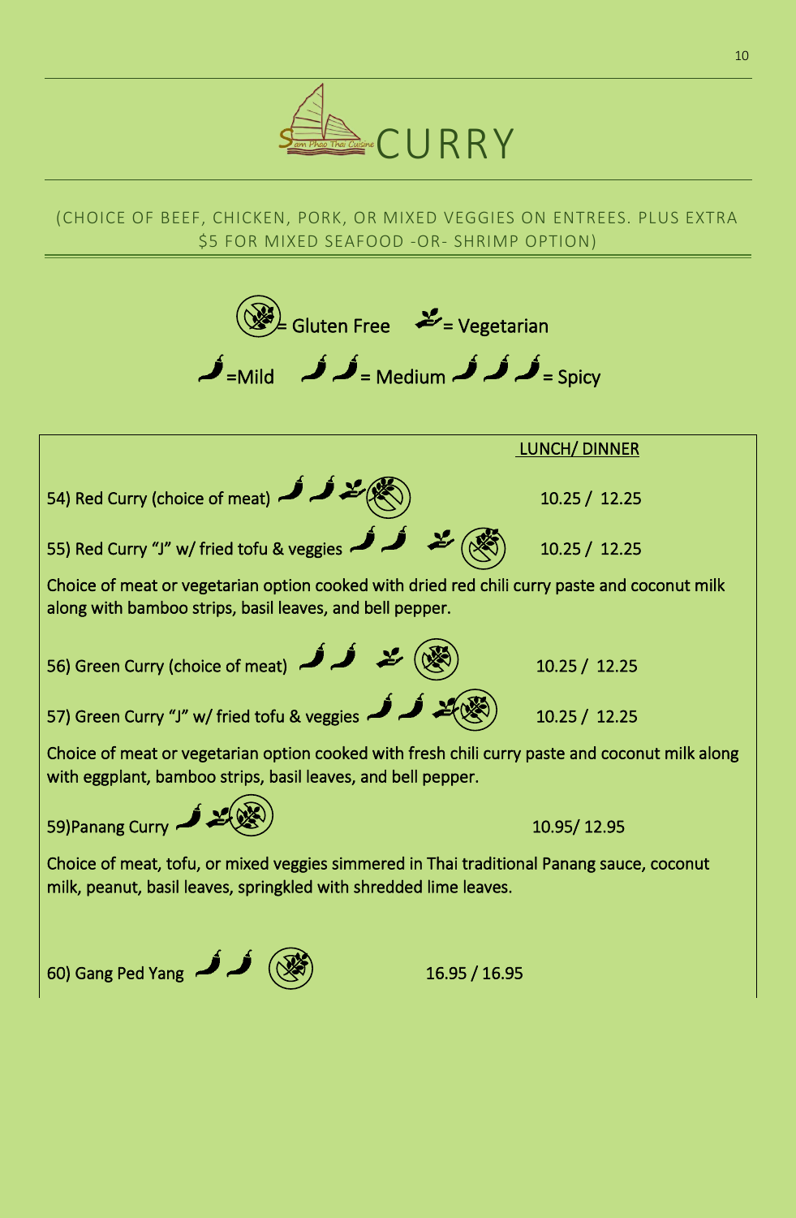# CURRY

(CHOICE OF BEEF, CHICKEN, PORK, OR MIXED VEGGIES ON ENTREES. PLUS EXTRA $5 FOR MIXED SEAFOOD -OR- SHRIMP OPTION)

(Gluten Free icon) = Gluten Free (Vegetarian icon) = Vegetarian

(1 chili) = Mild (2 chilies) = Medium (3 chilies) = Spicy

| | LUNCH/ DINNER |
|---|---|
| 54) Red Curry (choice of meat) (Medium, Vegetarian, Gluten Free) | 10.25 / 12.25 |
| 55) Red Curry "J" w/ fried tofu & veggies (Medium, Vegetarian, Gluten Free) | 10.25 / 12.25 |

Choice of meat or vegetarian option cooked with dried red chili curry paste and coconut milk along with bamboo strips, basil leaves, and bell pepper.

| | |
|---|---|
| 56) Green Curry (choice of meat) (Medium, Vegetarian, Gluten Free) | 10.25 / 12.25 |
| 57) Green Curry "J" w/ fried tofu & veggies (Medium, Vegetarian, Gluten Free) | 10.25 / 12.25 |

Choice of meat or vegetarian option cooked with fresh chili curry paste and coconut milk along with eggplant, bamboo strips, basil leaves, and bell pepper.

| | |
|---|---|
| 59)Panang Curry (Mild, Vegetarian, Gluten Free) | 10.95/ 12.95 |

Choice of meat, tofu, or mixed veggies simmered in Thai traditional Panang sauce, coconut milk, peanut, basil leaves, springkled with shredded lime leaves.

| | |
|---|---|
| 60) Gang Ped Yang (Medium, Gluten Free) | 16.95 / 16.95 |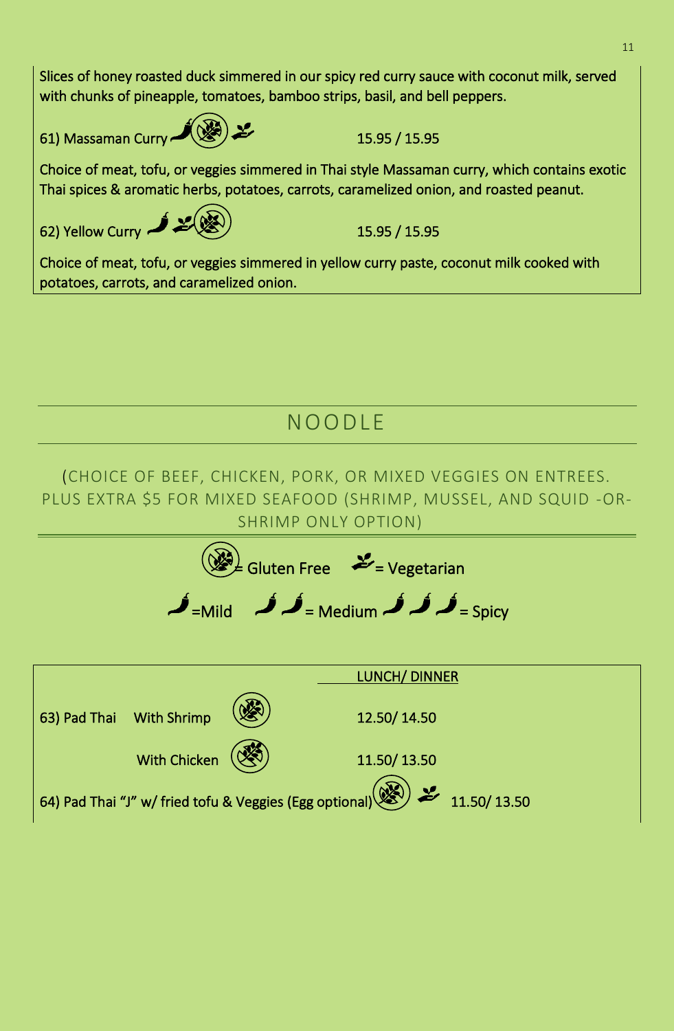Slices of honey roasted duck simmered in our spicy red curry sauce with coconut milk, served with chunks of pineapple, tomatoes, bamboo strips, basil, and bell peppers.

61) Massaman Curry 🌶 (Gluten Free) (Vegetarian) 15.95 / 15.95

Choice of meat, tofu, or veggies simmered in Thai style Massaman curry, which contains exotic Thai spices & aromatic herbs, potatoes, carrots, caramelized onion, and roasted peanut.

62) Yellow Curry 🌶 (Vegetarian) (Gluten Free) 15.95 / 15.95

Choice of meat, tofu, or veggies simmered in yellow curry paste, coconut milk cooked with potatoes, carrots, and caramelized onion.

## NOODLE

(CHOICE OF BEEF, CHICKEN, PORK, OR MIXED VEGGIES ON ENTREES. PLUS EXTRA $5 FOR MIXED SEAFOOD (SHRIMP, MUSSEL, AND SQUID -OR- SHRIMP ONLY OPTION)

(Gluten Free icon) = Gluten Free (Vegetarian icon) = Vegetarian

🌶 = Mild 🌶🌶 = Medium 🌶🌶🌶 = Spicy

| | | LUNCH/ DINNER |
|---|---|---|
| 63) Pad Thai | With Shrimp (Gluten Free) | 12.50/ 14.50 |
| | With Chicken (Gluten Free) | 11.50/ 13.50 |
| 64) Pad Thai "J" w/ fried tofu & Veggies (Egg optional) (Gluten Free) (Vegetarian) | | 11.50/ 13.50 |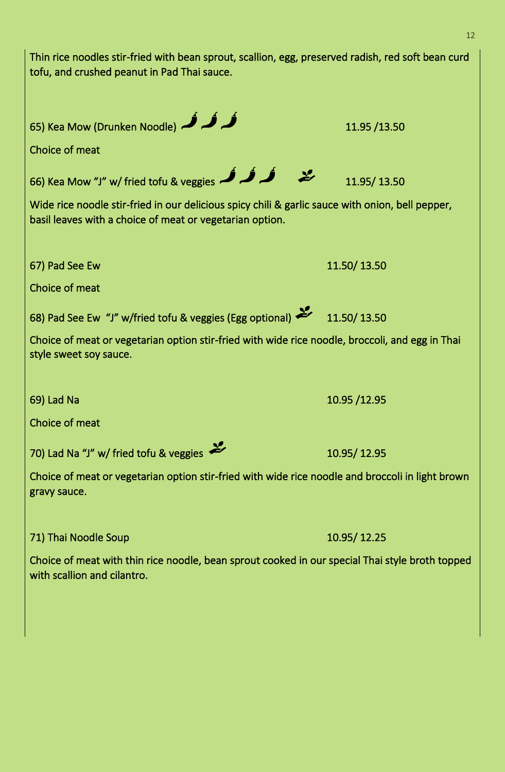Thin rice noodles stir-fried with bean sprout, scallion, egg, preserved radish, red soft bean curd tofu, and crushed peanut in Pad Thai sauce.

65) Kea Mow (Drunken Noodle) 🌶🌶🌶 11.95 /13.50

Choice of meat

66) Kea Mow "J" w/ fried tofu & veggies 🌶🌶🌶 🌱 11.95/ 13.50

Wide rice noodle stir-fried in our delicious spicy chili & garlic sauce with onion, bell pepper, basil leaves with a choice of meat or vegetarian option.

67) Pad See Ew 11.50/ 13.50

Choice of meat

68) Pad See Ew "J" w/fried tofu & veggies (Egg optional) 🌱 11.50/ 13.50

Choice of meat or vegetarian option stir-fried with wide rice noodle, broccoli, and egg in Thai style sweet soy sauce.

69) Lad Na 10.95 /12.95

Choice of meat

70) Lad Na "J" w/ fried tofu & veggies 🌱 10.95/ 12.95

Choice of meat or vegetarian option stir-fried with wide rice noodle and broccoli in light brown gravy sauce.

71) Thai Noodle Soup 10.95/ 12.25

Choice of meat with thin rice noodle, bean sprout cooked in our special Thai style broth topped with scallion and cilantro.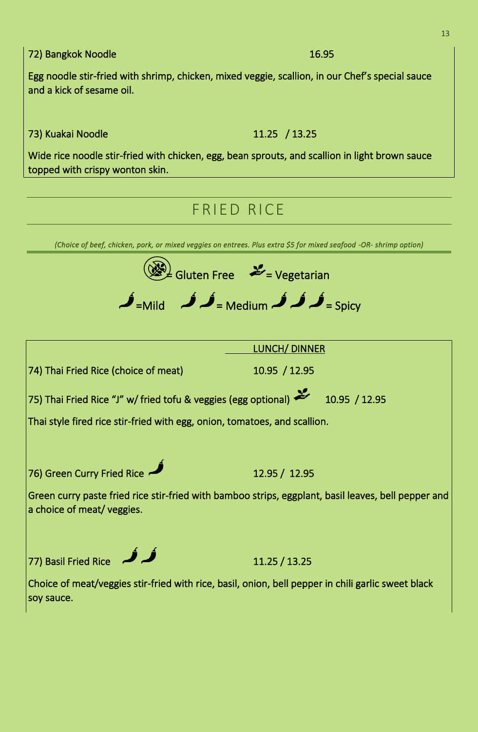72) Bangkok Noodle 16.95

Egg noodle stir-fried with shrimp, chicken, mixed veggie, scallion, in our Chef's special sauce and a kick of sesame oil.

73) Kuakai Noodle 11.25 / 13.25

Wide rice noodle stir-fried with chicken, egg, bean sprouts, and scallion in light brown sauce topped with crispy wonton skin.

## FRIED RICE

*(Choice of beef, chicken, pork, or mixed veggies on entrees. Plus extra $5 for mixed seafood -OR- shrimp option)*

= Gluten Free = Vegetarian

=Mild = Medium = Spicy

LUNCH/ DINNER

74) Thai Fried Rice (choice of meat) 10.95 / 12.95

75) Thai Fried Rice "J" w/ fried tofu & veggies (egg optional) 10.95 / 12.95

Thai style fired rice stir-fried with egg, onion, tomatoes, and scallion.

76) Green Curry Fried Rice 12.95 / 12.95

Green curry paste fried rice stir-fried with bamboo strips, eggplant, basil leaves, bell pepper and a choice of meat/ veggies.

77) Basil Fried Rice 11.25 / 13.25

Choice of meat/veggies stir-fried with rice, basil, onion, bell pepper in chili garlic sweet black soy sauce.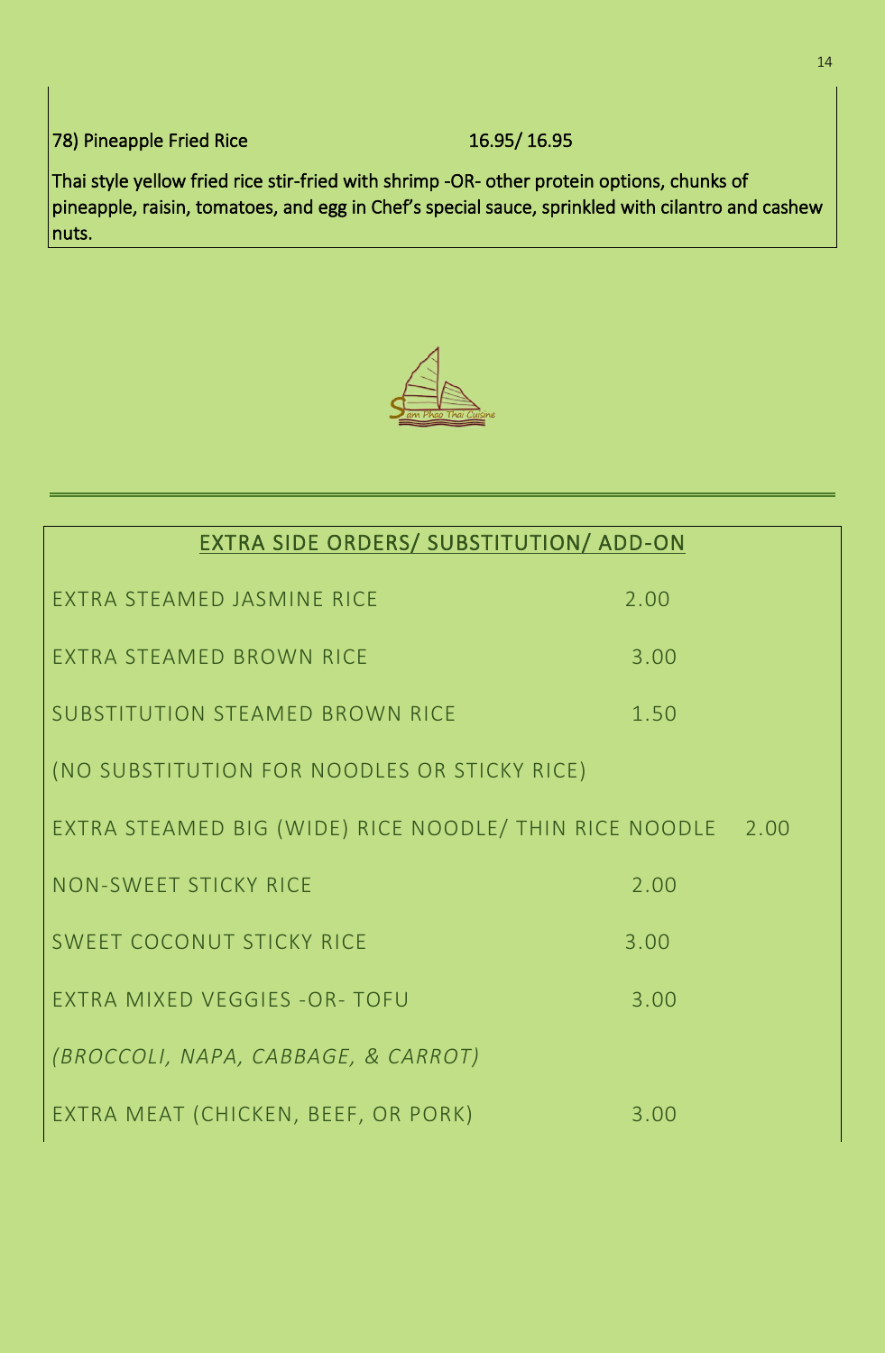78) Pineapple Fried Rice 16.95/ 16.95

Thai style yellow fried rice stir-fried with shrimp -OR- other protein options, chunks of pineapple, raisin, tomatoes, and egg in Chef's special sauce, sprinkled with cilantro and cashew nuts.

## EXTRA SIDE ORDERS/ SUBSTITUTION/ ADD-ON

| | |
|---|---|
| EXTRA STEAMED JASMINE RICE | 2.00 |
| EXTRA STEAMED BROWN RICE | 3.00 |
| SUBSTITUTION STEAMED BROWN RICE | 1.50 |
| (NO SUBSTITUTION FOR NOODLES OR STICKY RICE) | |
| EXTRA STEAMED BIG (WIDE) RICE NOODLE/ THIN RICE NOODLE | 2.00 |
| NON-SWEET STICKY RICE | 2.00 |
| SWEET COCONUT STICKY RICE | 3.00 |
| EXTRA MIXED VEGGIES -OR- TOFU | 3.00 |
| *(BROCCOLI, NAPA, CABBAGE, & CARROT)* | |
| EXTRA MEAT (CHICKEN, BEEF, OR PORK) | 3.00 |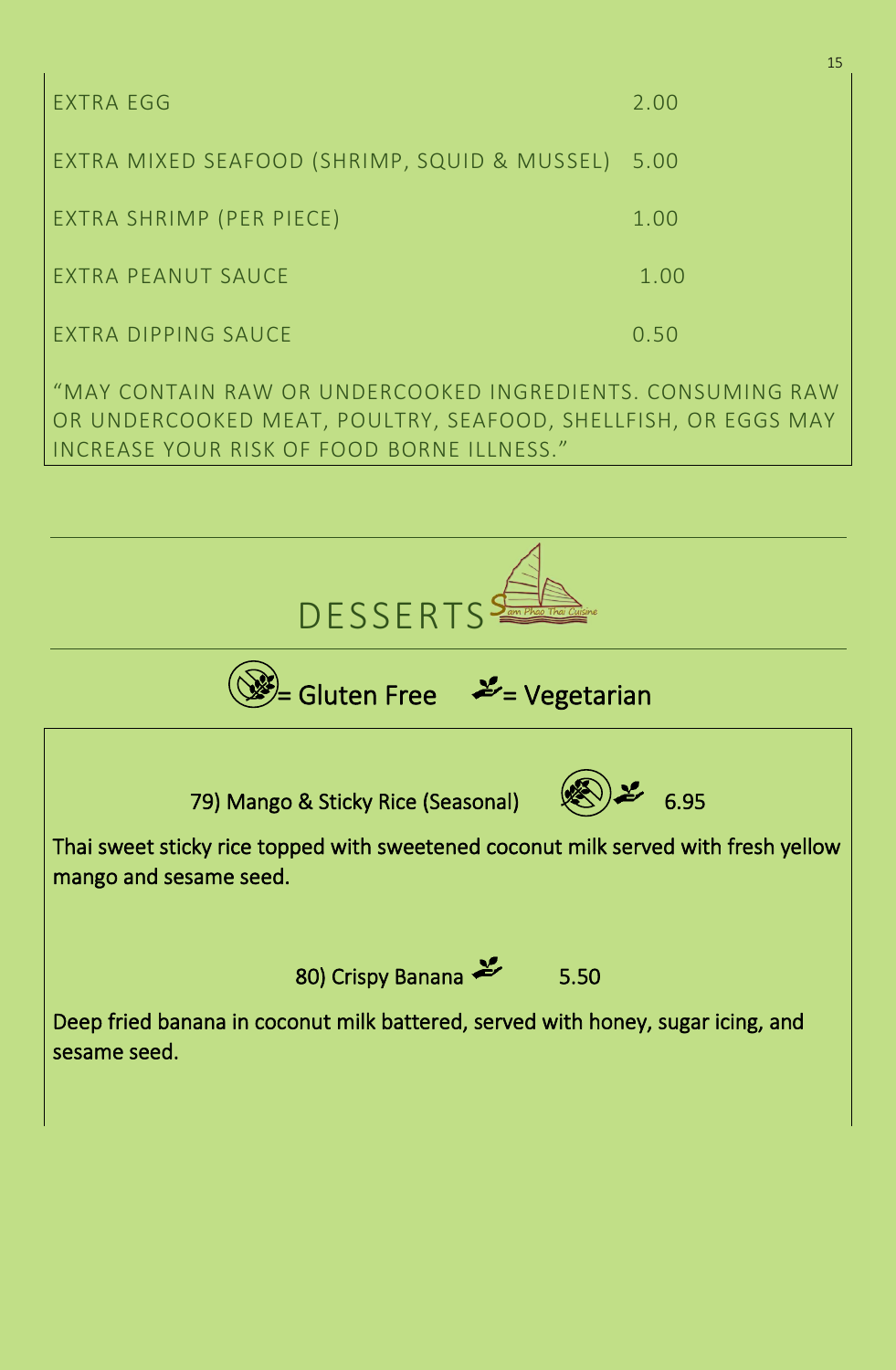| | |
|---|---|
| EXTRA EGG | 2.00 |
| EXTRA MIXED SEAFOOD (SHRIMP, SQUID & MUSSEL) | 5.00 |
| EXTRA SHRIMP (PER PIECE) | 1.00 |
| EXTRA PEANUT SAUCE | 1.00 |
| EXTRA DIPPING SAUCE | 0.50 |

"MAY CONTAIN RAW OR UNDERCOOKED INGREDIENTS. CONSUMING RAW OR UNDERCOOKED MEAT, POULTRY, SEAFOOD, SHELLFISH, OR EGGS MAY INCREASE YOUR RISK OF FOOD BORNE ILLNESS."

# DESSERTS

Sam Phao Thai Cuisine

(Gluten Free icon) = Gluten Free (Vegetarian icon) = Vegetarian

**79) Mango & Sticky Rice (Seasonal)** (Gluten Free) (Vegetarian) 6.95

Thai sweet sticky rice topped with sweetened coconut milk served with fresh yellow mango and sesame seed.

**80) Crispy Banana** (Vegetarian) 5.50

Deep fried banana in coconut milk battered, served with honey, sugar icing, and sesame seed.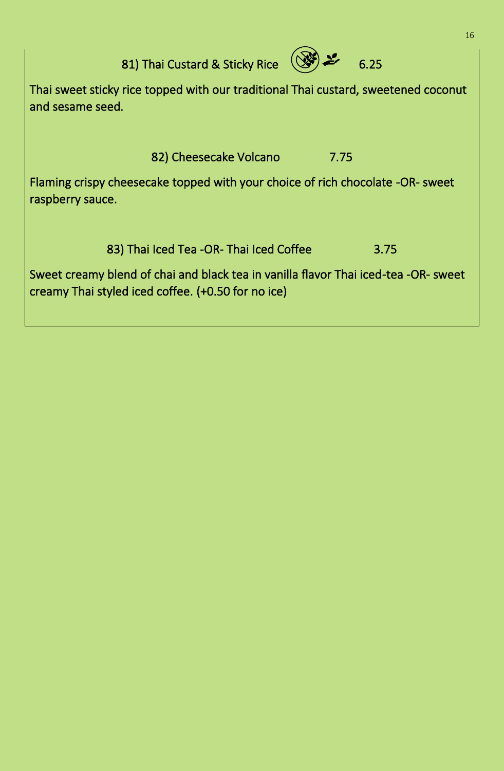### 81) Thai Custard & Sticky Rice 6.25

Thai sweet sticky rice topped with our traditional Thai custard, sweetened coconut and sesame seed.

### 82) Cheesecake Volcano 7.75

Flaming crispy cheesecake topped with your choice of rich chocolate -OR- sweet raspberry sauce.

### 83) Thai Iced Tea -OR- Thai Iced Coffee 3.75

Sweet creamy blend of chai and black tea in vanilla flavor Thai iced-tea -OR- sweet creamy Thai styled iced coffee. (+0.50 for no ice)